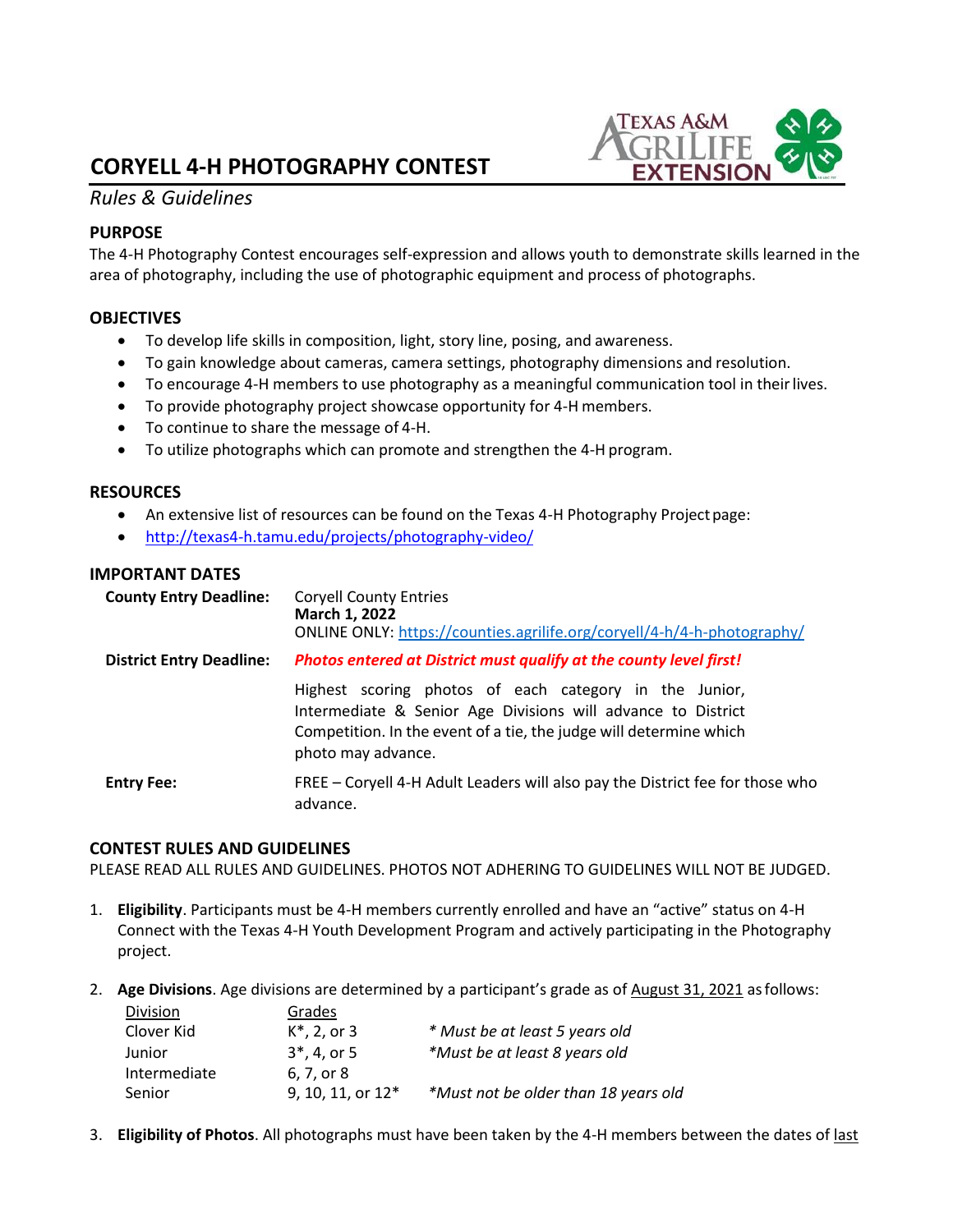# CORYELL 4-H PHOTOGRAPHY CONTEST

*Rules & Guidelines*

## PURPOSE

The 4-H Photography Contest encourages self-expression and allows youth to demonstrate skills learned in the area of photography, including the use of photographic equipment and process of photographs.

## OBJECTIVES

- To develop life skills in composition, light, story line, posing, and awareness.
- To gain knowledge about cameras, camera settings, photography dimensions and resolution.
- To encourage 4-H members to use photography as a meaningful communication tool in their lives.
- To provide photography project showcase opportunity for 4-H members.
- To continue to share the message of 4-H.
- To utilize photographs which can promote and strengthen the 4-H program.

## RESOURCES

- An extensive list of resources can be found on the Texas 4-H Photography Project page:
- http://texas4-h.tamu.edu/projects/photography-video/

## IMPORTANT DATES

**County Entry Deadline:** Coryell County Entries
**March 1, 2022**
ONLINE ONLY: https://counties.agrilife.org/coryell/4-h/4-h-photography/

**District Entry Deadline:** ***Photos entered at District must qualify at the county level first!***

Highest scoring photos of each category in the Junior, Intermediate & Senior Age Divisions will advance to District Competition. In the event of a tie, the judge will determine which photo may advance.

**Entry Fee:** FREE – Coryell 4-H Adult Leaders will also pay the District fee for those who advance.

## CONTEST RULES AND GUIDELINES

PLEASE READ ALL RULES AND GUIDELINES. PHOTOS NOT ADHERING TO GUIDELINES WILL NOT BE JUDGED.

1. **Eligibility**. Participants must be 4-H members currently enrolled and have an "active" status on 4-H Connect with the Texas 4-H Youth Development Program and actively participating in the Photography project.

2. **Age Divisions**. Age divisions are determined by a participant's grade as of August 31, 2021 as follows:

| Division | Grades | |
|---|---|---|
| Clover Kid | K*, 2, or 3 | *\* Must be at least 5 years old* |
| Junior | 3*, 4, or 5 | *\*Must be at least 8 years old* |
| Intermediate | 6, 7, or 8 | |
| Senior | 9, 10, 11, or 12* | *\*Must not be older than 18 years old* |

3. **Eligibility of Photos**. All photographs must have been taken by the 4-H members between the dates of last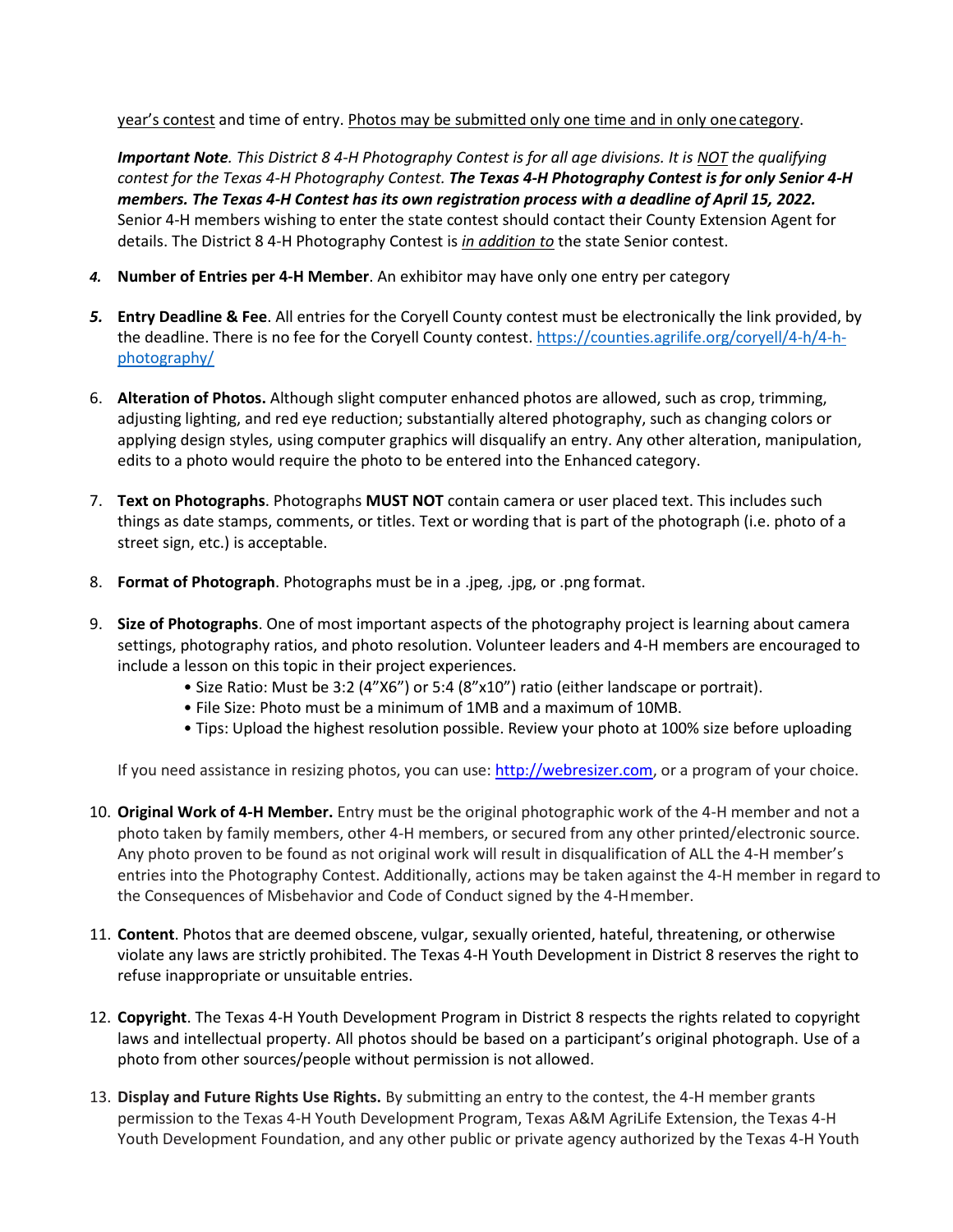year's contest and time of entry. Photos may be submitted only one time and in only one category.

***Important Note****. This District 8 4-H Photography Contest is for all age divisions. It is NOT the qualifying contest for the Texas 4-H Photography Contest.* ***The Texas 4-H Photography Contest is for only Senior 4-H members. The Texas 4-H Contest has its own registration process with a deadline of April 15, 2022.*** Senior 4-H members wishing to enter the state contest should contact their County Extension Agent for details. The District 8 4-H Photography Contest is *in addition to* the state Senior contest.

4. **Number of Entries per 4-H Member**. An exhibitor may have only one entry per category

5. **Entry Deadline & Fee**. All entries for the Coryell County contest must be electronically the link provided, by the deadline. There is no fee for the Coryell County contest. https://counties.agrilife.org/coryell/4-h/4-h-photography/

6. **Alteration of Photos.** Although slight computer enhanced photos are allowed, such as crop, trimming, adjusting lighting, and red eye reduction; substantially altered photography, such as changing colors or applying design styles, using computer graphics will disqualify an entry. Any other alteration, manipulation, edits to a photo would require the photo to be entered into the Enhanced category.

7. **Text on Photographs**. Photographs **MUST NOT** contain camera or user placed text. This includes such things as date stamps, comments, or titles. Text or wording that is part of the photograph (i.e. photo of a street sign, etc.) is acceptable.

8. **Format of Photograph**. Photographs must be in a .jpeg, .jpg, or .png format.

9. **Size of Photographs**. One of most important aspects of the photography project is learning about camera settings, photography ratios, and photo resolution. Volunteer leaders and 4-H members are encouraged to include a lesson on this topic in their project experiences.
   - Size Ratio: Must be 3:2 (4"X6") or 5:4 (8"x10") ratio (either landscape or portrait).
   - File Size: Photo must be a minimum of 1MB and a maximum of 10MB.
   - Tips: Upload the highest resolution possible. Review your photo at 100% size before uploading

   If you need assistance in resizing photos, you can use: http://webresizer.com, or a program of your choice.

10. **Original Work of 4-H Member.** Entry must be the original photographic work of the 4-H member and not a photo taken by family members, other 4-H members, or secured from any other printed/electronic source. Any photo proven to be found as not original work will result in disqualification of ALL the 4-H member's entries into the Photography Contest. Additionally, actions may be taken against the 4-H member in regard to the Consequences of Misbehavior and Code of Conduct signed by the 4-H member.

11. **Content**. Photos that are deemed obscene, vulgar, sexually oriented, hateful, threatening, or otherwise violate any laws are strictly prohibited. The Texas 4-H Youth Development in District 8 reserves the right to refuse inappropriate or unsuitable entries.

12. **Copyright**. The Texas 4-H Youth Development Program in District 8 respects the rights related to copyright laws and intellectual property. All photos should be based on a participant's original photograph. Use of a photo from other sources/people without permission is not allowed.

13. **Display and Future Rights Use Rights.** By submitting an entry to the contest, the 4-H member grants permission to the Texas 4-H Youth Development Program, Texas A&M AgriLife Extension, the Texas 4-H Youth Development Foundation, and any other public or private agency authorized by the Texas 4-H Youth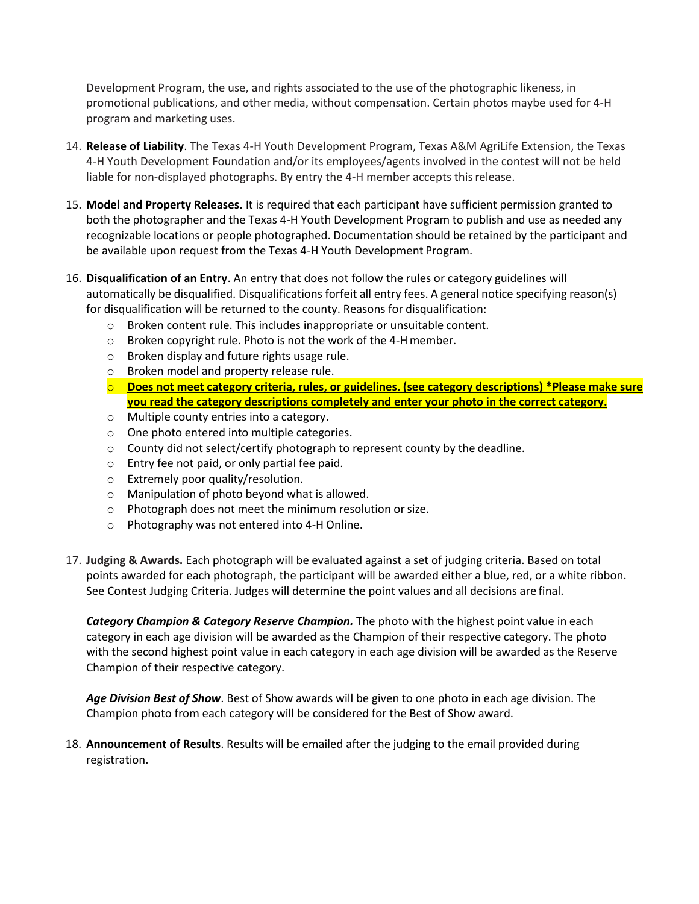Development Program, the use, and rights associated to the use of the photographic likeness, in promotional publications, and other media, without compensation. Certain photos maybe used for 4-H program and marketing uses.

14. **Release of Liability**. The Texas 4-H Youth Development Program, Texas A&M AgriLife Extension, the Texas 4-H Youth Development Foundation and/or its employees/agents involved in the contest will not be held liable for non-displayed photographs. By entry the 4-H member accepts this release.

15. **Model and Property Releases.** It is required that each participant have sufficient permission granted to both the photographer and the Texas 4-H Youth Development Program to publish and use as needed any recognizable locations or people photographed. Documentation should be retained by the participant and be available upon request from the Texas 4-H Youth Development Program.

16. **Disqualification of an Entry**. An entry that does not follow the rules or category guidelines will automatically be disqualified. Disqualifications forfeit all entry fees. A general notice specifying reason(s) for disqualification will be returned to the county. Reasons for disqualification:
    - Broken content rule. This includes inappropriate or unsuitable content.
    - Broken copyright rule. Photo is not the work of the 4-H member.
    - Broken display and future rights usage rule.
    - Broken model and property release rule.
    - **Does not meet category criteria, rules, or guidelines. (see category descriptions) *Please make sure you read the category descriptions completely and enter your photo in the correct category.**
    - Multiple county entries into a category.
    - One photo entered into multiple categories.
    - County did not select/certify photograph to represent county by the deadline.
    - Entry fee not paid, or only partial fee paid.
    - Extremely poor quality/resolution.
    - Manipulation of photo beyond what is allowed.
    - Photograph does not meet the minimum resolution or size.
    - Photography was not entered into 4-H Online.

17. **Judging & Awards.** Each photograph will be evaluated against a set of judging criteria. Based on total points awarded for each photograph, the participant will be awarded either a blue, red, or a white ribbon. See Contest Judging Criteria. Judges will determine the point values and all decisions are final.

    ***Category Champion & Category Reserve Champion.*** The photo with the highest point value in each category in each age division will be awarded as the Champion of their respective category. The photo with the second highest point value in each category in each age division will be awarded as the Reserve Champion of their respective category.

    ***Age Division Best of Show***. Best of Show awards will be given to one photo in each age division. The Champion photo from each category will be considered for the Best of Show award.

18. **Announcement of Results**. Results will be emailed after the judging to the email provided during registration.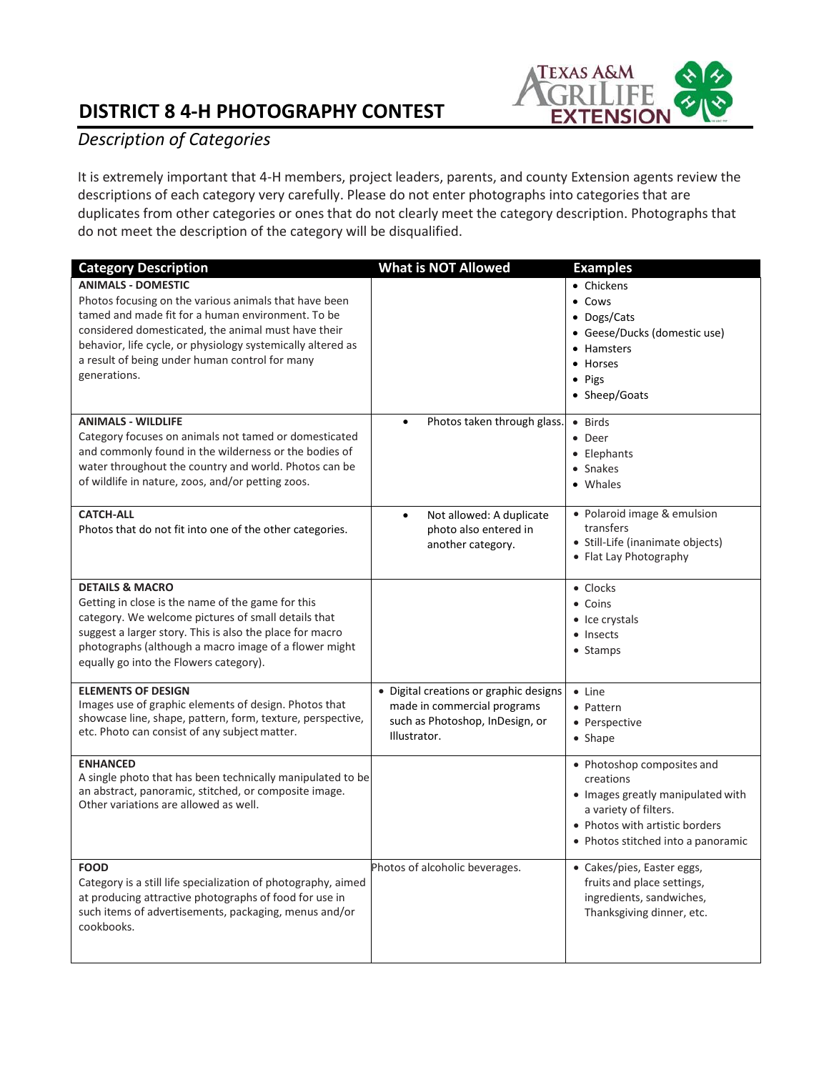# DISTRICT 8 4-H PHOTOGRAPHY CONTEST

*Description of Categories*

It is extremely important that 4-H members, project leaders, parents, and county Extension agents review the descriptions of each category very carefully. Please do not enter photographs into categories that are duplicates from other categories or ones that do not clearly meet the category description. Photographs that do not meet the description of the category will be disqualified.

| Category Description | What is NOT Allowed | Examples |
|---|---|---|
| **ANIMALS - DOMESTIC**<br>Photos focusing on the various animals that have been tamed and made fit for a human environment. To be considered domesticated, the animal must have their behavior, life cycle, or physiology systemically altered as a result of being under human control for many generations. | | • Chickens<br>• Cows<br>• Dogs/Cats<br>• Geese/Ducks (domestic use)<br>• Hamsters<br>• Horses<br>• Pigs<br>• Sheep/Goats |
| **ANIMALS - WILDLIFE**<br>Category focuses on animals not tamed or domesticated and commonly found in the wilderness or the bodies of water throughout the country and world. Photos can be of wildlife in nature, zoos, and/or petting zoos. | • Photos taken through glass. | • Birds<br>• Deer<br>• Elephants<br>• Snakes<br>• Whales |
| **CATCH-ALL**<br>Photos that do not fit into one of the other categories. | • Not allowed: A duplicate photo also entered in another category. | • Polaroid image & emulsion transfers<br>• Still-Life (inanimate objects)<br>• Flat Lay Photography |
| **DETAILS & MACRO**<br>Getting in close is the name of the game for this category. We welcome pictures of small details that suggest a larger story. This is also the place for macro photographs (although a macro image of a flower might equally go into the Flowers category). | | • Clocks<br>• Coins<br>• Ice crystals<br>• Insects<br>• Stamps |
| **ELEMENTS OF DESIGN**<br>Images use of graphic elements of design. Photos that showcase line, shape, pattern, form, texture, perspective, etc. Photo can consist of any subject matter. | • Digital creations or graphic designs made in commercial programs such as Photoshop, InDesign, or Illustrator. | • Line<br>• Pattern<br>• Perspective<br>• Shape |
| **ENHANCED**<br>A single photo that has been technically manipulated to be an abstract, panoramic, stitched, or composite image. Other variations are allowed as well. | | • Photoshop composites and creations<br>• Images greatly manipulated with a variety of filters.<br>• Photos with artistic borders<br>• Photos stitched into a panoramic |
| **FOOD**<br>Category is a still life specialization of photography, aimed at producing attractive photographs of food for use in such items of advertisements, packaging, menus and/or cookbooks. | Photos of alcoholic beverages. | • Cakes/pies, Easter eggs, fruits and place settings, ingredients, sandwiches, Thanksgiving dinner, etc. |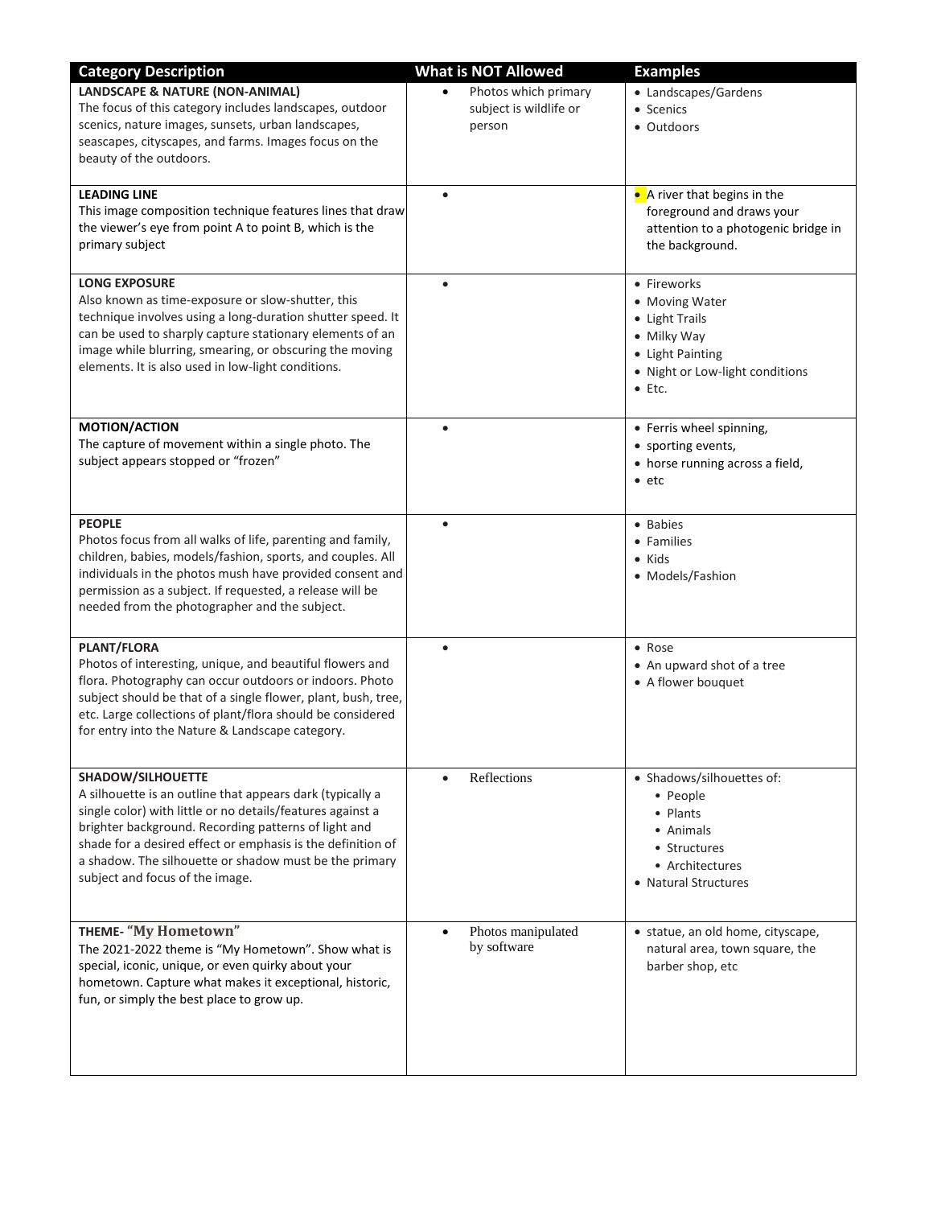| Category Description | What is NOT Allowed | Examples |
|---|---|---|
| **LANDSCAPE & NATURE (NON-ANIMAL)**<br>The focus of this category includes landscapes, outdoor scenics, nature images, sunsets, urban landscapes, seascapes, cityscapes, and farms. Images focus on the beauty of the outdoors. | • Photos which primary subject is wildlife or person | • Landscapes/Gardens<br>• Scenics<br>• Outdoors |
| **LEADING LINE**<br>This image composition technique features lines that draw the viewer's eye from point A to point B, which is the primary subject | • | • A river that begins in the foreground and draws your attention to a photogenic bridge in the background. |
| **LONG EXPOSURE**<br>Also known as time-exposure or slow-shutter, this technique involves using a long-duration shutter speed. It can be used to sharply capture stationary elements of an image while blurring, smearing, or obscuring the moving elements. It is also used in low-light conditions. | • | • Fireworks<br>• Moving Water<br>• Light Trails<br>• Milky Way<br>• Light Painting<br>• Night or Low-light conditions<br>• Etc. |
| **MOTION/ACTION**<br>The capture of movement within a single photo. The subject appears stopped or "frozen" | • | • Ferris wheel spinning,<br>• sporting events,<br>• horse running across a field,<br>• etc |
| **PEOPLE**<br>Photos focus from all walks of life, parenting and family, children, babies, models/fashion, sports, and couples. All individuals in the photos mush have provided consent and permission as a subject. If requested, a release will be needed from the photographer and the subject. | • | • Babies<br>• Families<br>• Kids<br>• Models/Fashion |
| **PLANT/FLORA**<br>Photos of interesting, unique, and beautiful flowers and flora. Photography can occur outdoors or indoors. Photo subject should be that of a single flower, plant, bush, tree, etc. Large collections of plant/flora should be considered for entry into the Nature & Landscape category. | • | • Rose<br>• An upward shot of a tree<br>• A flower bouquet |
| **SHADOW/SILHOUETTE**<br>A silhouette is an outline that appears dark (typically a single color) with little or no details/features against a brighter background. Recording patterns of light and shade for a desired effect or emphasis is the definition of a shadow. The silhouette or shadow must be the primary subject and focus of the image. | • Reflections | • Shadows/silhouettes of:<br>  • People<br>  • Plants<br>  • Animals<br>  • Structures<br>  • Architectures<br>• Natural Structures |
| **THEME- "My Hometown"**<br>The 2021-2022 theme is "My Hometown". Show what is special, iconic, unique, or even quirky about your hometown. Capture what makes it exceptional, historic, fun, or simply the best place to grow up. | • Photos manipulated by software | • statue, an old home, cityscape, natural area, town square, the barber shop, etc |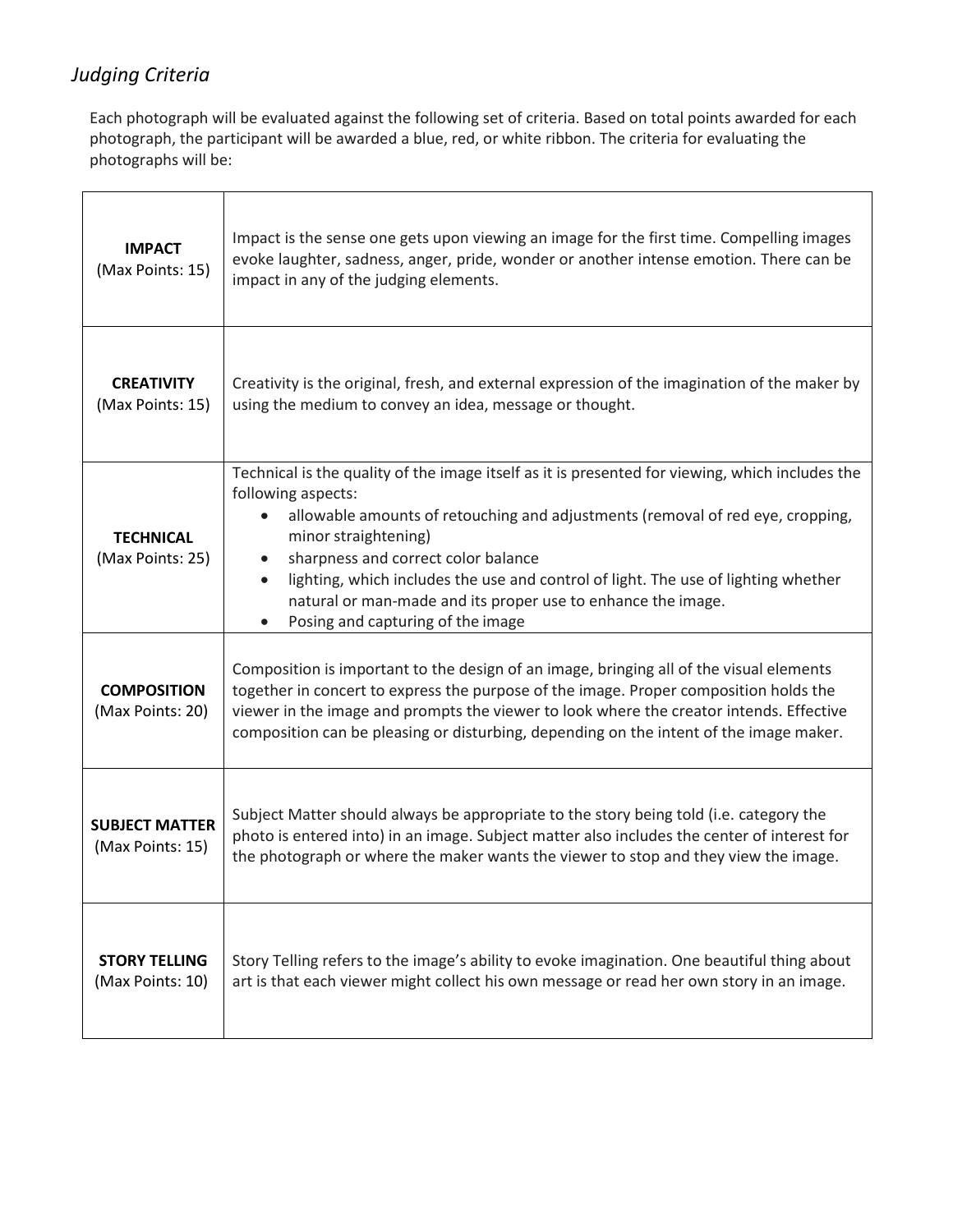## *Judging Criteria*

Each photograph will be evaluated against the following set of criteria. Based on total points awarded for each photograph, the participant will be awarded a blue, red, or white ribbon. The criteria for evaluating the photographs will be:

| | |
|---|---|
| **IMPACT** (Max Points: 15) | Impact is the sense one gets upon viewing an image for the first time. Compelling images evoke laughter, sadness, anger, pride, wonder or another intense emotion. There can be impact in any of the judging elements. |
| **CREATIVITY** (Max Points: 15) | Creativity is the original, fresh, and external expression of the imagination of the maker by using the medium to convey an idea, message or thought. |
| **TECHNICAL** (Max Points: 25) | Technical is the quality of the image itself as it is presented for viewing, which includes the following aspects:<br>• allowable amounts of retouching and adjustments (removal of red eye, cropping, minor straightening)<br>• sharpness and correct color balance<br>• lighting, which includes the use and control of light. The use of lighting whether natural or man-made and its proper use to enhance the image.<br>• Posing and capturing of the image |
| **COMPOSITION** (Max Points: 20) | Composition is important to the design of an image, bringing all of the visual elements together in concert to express the purpose of the image. Proper composition holds the viewer in the image and prompts the viewer to look where the creator intends. Effective composition can be pleasing or disturbing, depending on the intent of the image maker. |
| **SUBJECT MATTER** (Max Points: 15) | Subject Matter should always be appropriate to the story being told (i.e. category the photo is entered into) in an image. Subject matter also includes the center of interest for the photograph or where the maker wants the viewer to stop and they view the image. |
| **STORY TELLING** (Max Points: 10) | Story Telling refers to the image's ability to evoke imagination. One beautiful thing about art is that each viewer might collect his own message or read her own story in an image. |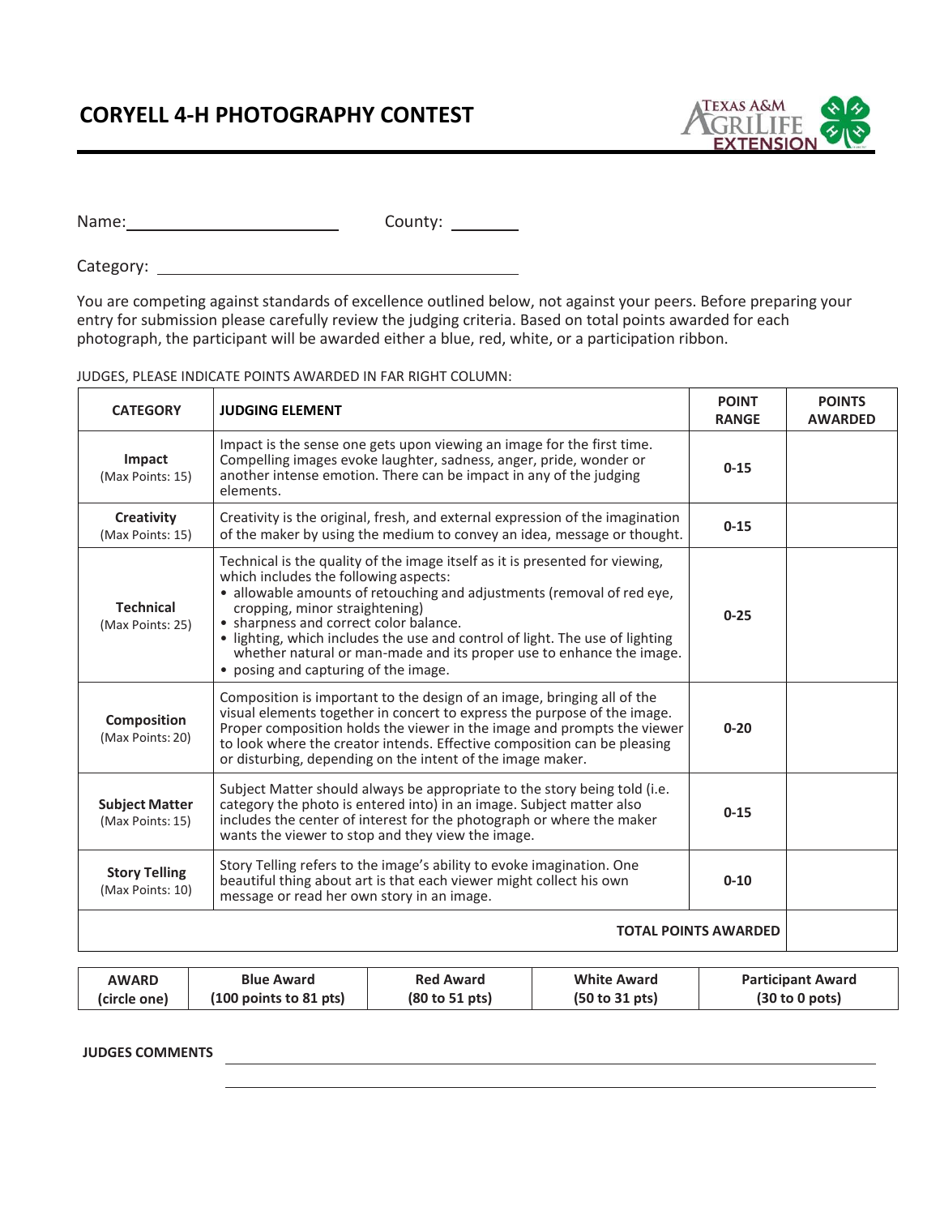# CORYELL 4-H PHOTOGRAPHY CONTEST

Name: ______________________ County: ________

Category: ________________________________________

You are competing against standards of excellence outlined below, not against your peers. Before preparing your entry for submission please carefully review the judging criteria. Based on total points awarded for each photograph, the participant will be awarded either a blue, red, white, or a participation ribbon.

JUDGES, PLEASE INDICATE POINTS AWARDED IN FAR RIGHT COLUMN:

| CATEGORY | JUDGING ELEMENT | POINT RANGE | POINTS AWARDED |
|---|---|---|---|
| **Impact** (Max Points: 15) | Impact is the sense one gets upon viewing an image for the first time. Compelling images evoke laughter, sadness, anger, pride, wonder or another intense emotion. There can be impact in any of the judging elements. | **0-15** | |
| **Creativity** (Max Points: 15) | Creativity is the original, fresh, and external expression of the imagination of the maker by using the medium to convey an idea, message or thought. | **0-15** | |
| **Technical** (Max Points: 25) | Technical is the quality of the image itself as it is presented for viewing, which includes the following aspects: • allowable amounts of retouching and adjustments (removal of red eye, cropping, minor straightening) • sharpness and correct color balance. • lighting, which includes the use and control of light. The use of lighting whether natural or man-made and its proper use to enhance the image. • posing and capturing of the image. | **0-25** | |
| **Composition** (Max Points: 20) | Composition is important to the design of an image, bringing all of the visual elements together in concert to express the purpose of the image. Proper composition holds the viewer in the image and prompts the viewer to look where the creator intends. Effective composition can be pleasing or disturbing, depending on the intent of the image maker. | **0-20** | |
| **Subject Matter** (Max Points: 15) | Subject Matter should always be appropriate to the story being told (i.e. category the photo is entered into) in an image. Subject matter also includes the center of interest for the photograph or where the maker wants the viewer to stop and they view the image. | **0-15** | |
| **Story Telling** (Max Points: 10) | Story Telling refers to the image's ability to evoke imagination. One beautiful thing about art is that each viewer might collect his own message or read her own story in an image. | **0-10** | |
| | | **TOTAL POINTS AWARDED** | |

| **AWARD (circle one)** | **Blue Award (100 points to 81 pts)** | **Red Award (80 to 51 pts)** | **White Award (50 to 31 pts)** | **Participant Award (30 to 0 pots)** |
|---|---|---|---|---|

**JUDGES COMMENTS** ________________________________________

________________________________________